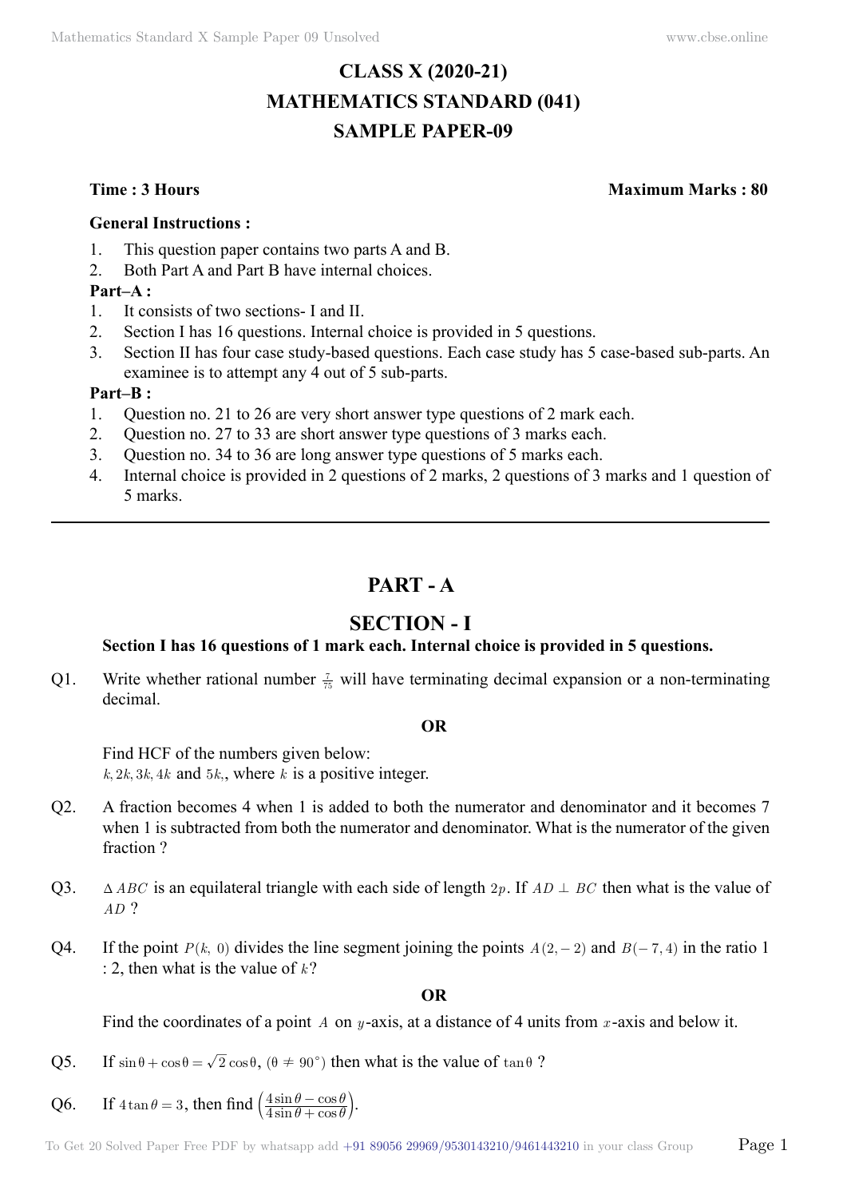# CLASS X (2020-21)
# MATHEMATICS STANDARD (041)
# SAMPLE PAPER-09

**Time : 3 Hours** **Maximum Marks : 80**

**General Instructions :**

1. This question paper contains two parts A and B.
2. Both Part A and Part B have internal choices.

**Part–A :**

1. It consists of two sections- I and II.
2. Section I has 16 questions. Internal choice is provided in 5 questions.
3. Section II has four case study-based questions. Each case study has 5 case-based sub-parts. An examinee is to attempt any 4 out of 5 sub-parts.

**Part–B :**

1. Question no. 21 to 26 are very short answer type questions of 2 mark each.
2. Question no. 27 to 33 are short answer type questions of 3 marks each.
3. Question no. 34 to 36 are long answer type questions of 5 marks each.
4. Internal choice is provided in 2 questions of 2 marks, 2 questions of 3 marks and 1 question of 5 marks.

---

## PART - A

## SECTION - I

**Section I has 16 questions of 1 mark each. Internal choice is provided in 5 questions.**

Q1. Write whether rational number $\frac{7}{75}$ will have terminating decimal expansion or a non-terminating decimal.

**OR**

Find HCF of the numbers given below:
$k, 2k, 3k, 4k$ and $5k$,, where $k$ is a positive integer.

Q2. A fraction becomes 4 when 1 is added to both the numerator and denominator and it becomes 7 when 1 is subtracted from both the numerator and denominator. What is the numerator of the given fraction ?

Q3. $\Delta ABC$ is an equilateral triangle with each side of length $2p$. If $AD \perp BC$ then what is the value of $AD$ ?

Q4. If the point $P(k,\ 0)$ divides the line segment joining the points $A(2,-2)$ and $B(-7,4)$ in the ratio 1 : 2, then what is the value of $k$?

**OR**

Find the coordinates of a point $A$ on $y$-axis, at a distance of 4 units from $x$-axis and below it.

Q5. If $\sin\theta + \cos\theta = \sqrt{2}\cos\theta$, $(\theta \neq 90^\circ)$ then what is the value of $\tan\theta$ ?

Q6. If $4\tan\theta = 3$, then find $\left(\frac{4\sin\theta - \cos\theta}{4\sin\theta + \cos\theta}\right)$.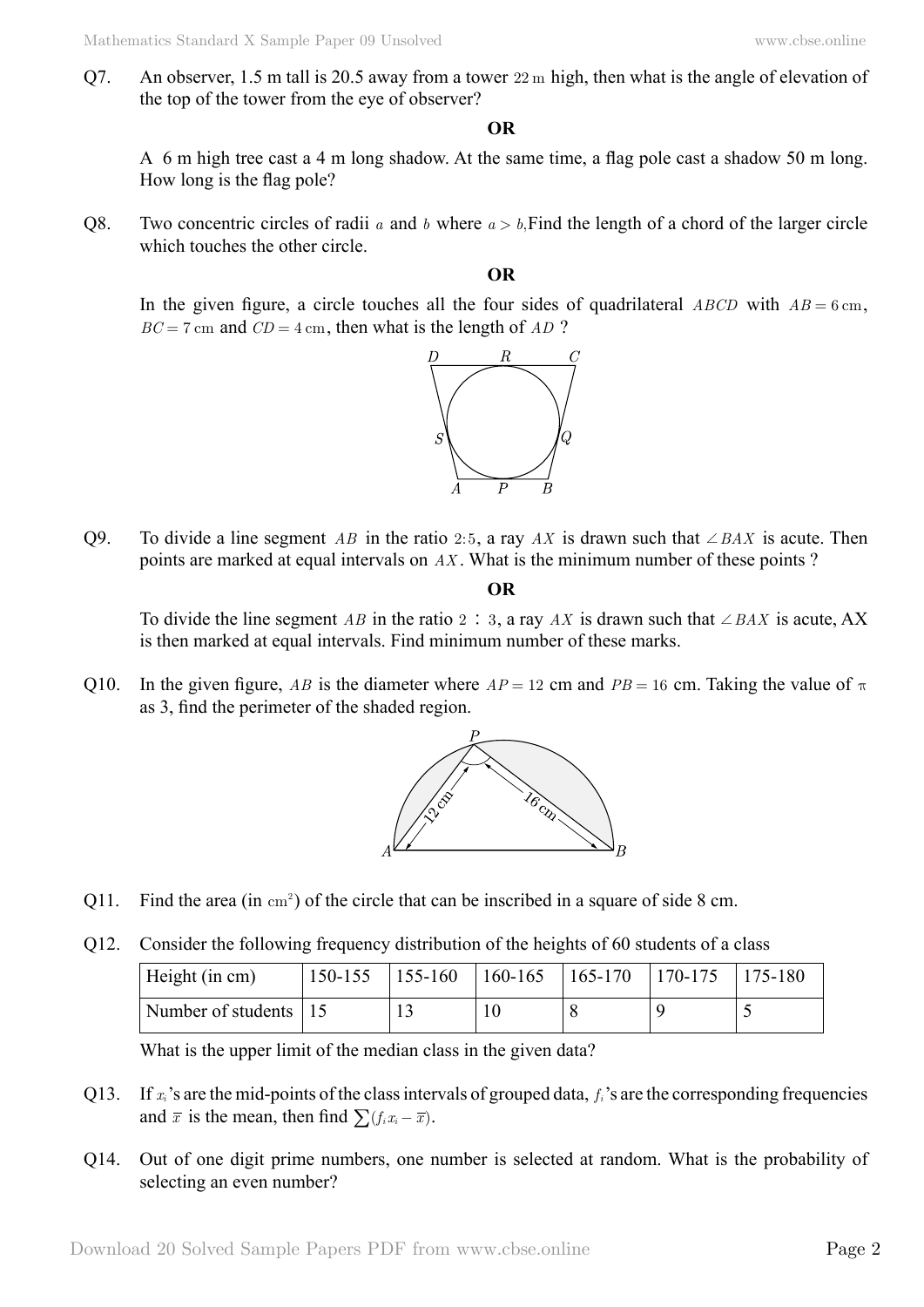Q7. An observer, 1.5 m tall is 20.5 away from a tower $22\text{ m}$ high, then what is the angle of elevation of the top of the tower from the eye of observer?

**OR**

A 6 m high tree cast a 4 m long shadow. At the same time, a flag pole cast a shadow 50 m long. How long is the flag pole?

Q8. Two concentric circles of radii $a$ and $b$ where $a > b$, Find the length of a chord of the larger circle which touches the other circle.

**OR**

In the given figure, a circle touches all the four sides of quadrilateral $ABCD$ with $AB = 6\text{ cm}$, $BC = 7\text{ cm}$ and $CD = 4\text{ cm}$, then what is the length of $AD$ ?

Q9. To divide a line segment $AB$ in the ratio $2:5$, a ray $AX$ is drawn such that $\angle BAX$ is acute. Then points are marked at equal intervals on $AX$. What is the minimum number of these points ?

**OR**

To divide the line segment $AB$ in the ratio $2 : 3$, a ray $AX$ is drawn such that $\angle BAX$ is acute, AX is then marked at equal intervals. Find minimum number of these marks.

Q10. In the given figure, $AB$ is the diameter where $AP = 12$ cm and $PB = 16$ cm. Taking the value of $\pi$ as 3, find the perimeter of the shaded region.

Q11. Find the area (in $\text{cm}^2$) of the circle that can be inscribed in a square of side 8 cm.

Q12. Consider the following frequency distribution of the heights of 60 students of a class

| Height (in cm) | 150-155 | 155-160 | 160-165 | 165-170 | 170-175 | 175-180 |
|---|---|---|---|---|---|---|
| Number of students | 15 | 13 | 10 | 8 | 9 | 5 |

What is the upper limit of the median class in the given data?

Q13. If $x_i$'s are the mid-points of the class intervals of grouped data, $f_i$'s are the corresponding frequencies and $\overline{x}$ is the mean, then find $\sum(f_i x_i - \overline{x})$.

Q14. Out of one digit prime numbers, one number is selected at random. What is the probability of selecting an even number?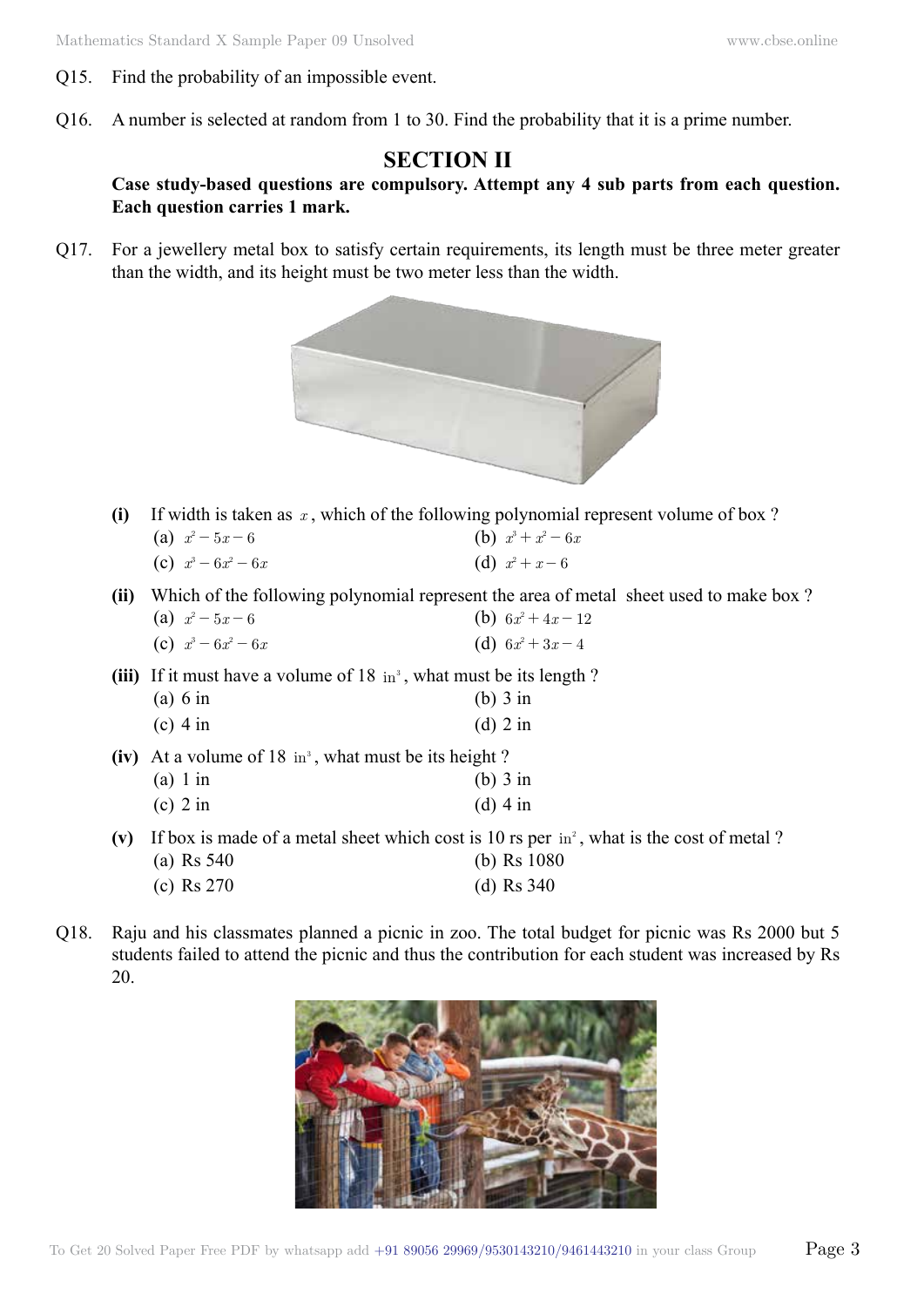Q15. Find the probability of an impossible event.

Q16. A number is selected at random from 1 to 30. Find the probability that it is a prime number.

## SECTION II

**Case study-based questions are compulsory. Attempt any 4 sub parts from each question. Each question carries 1 mark.**

Q17. For a jewellery metal box to satisfy certain requirements, its length must be three meter greater than the width, and its height must be two meter less than the width.

**(i)** If width is taken as $x$, which of the following polynomial represent volume of box ?

(a) $x^2 - 5x - 6$ (b) $x^3 + x^2 - 6x$

(c) $x^3 - 6x^2 - 6x$ (d) $x^2 + x - 6$

**(ii)** Which of the following polynomial represent the area of metal sheet used to make box ?

(a) $x^2 - 5x - 6$ (b) $6x^2 + 4x - 12$

(c) $x^3 - 6x^2 - 6x$ (d) $6x^2 + 3x - 4$

**(iii)** If it must have a volume of 18 $\text{in}^3$, what must be its length ?

(a) 6 in (b) 3 in

(c) 4 in (d) 2 in

**(iv)** At a volume of 18 $\text{in}^3$, what must be its height ?

(a) 1 in (b) 3 in

(c) 2 in (d) 4 in

**(v)** If box is made of a metal sheet which cost is 10 rs per $\text{in}^2$, what is the cost of metal ?

(a) Rs 540 (b) Rs 1080

(c) Rs 270 (d) Rs 340

Q18. Raju and his classmates planned a picnic in zoo. The total budget for picnic was Rs 2000 but 5 students failed to attend the picnic and thus the contribution for each student was increased by Rs 20.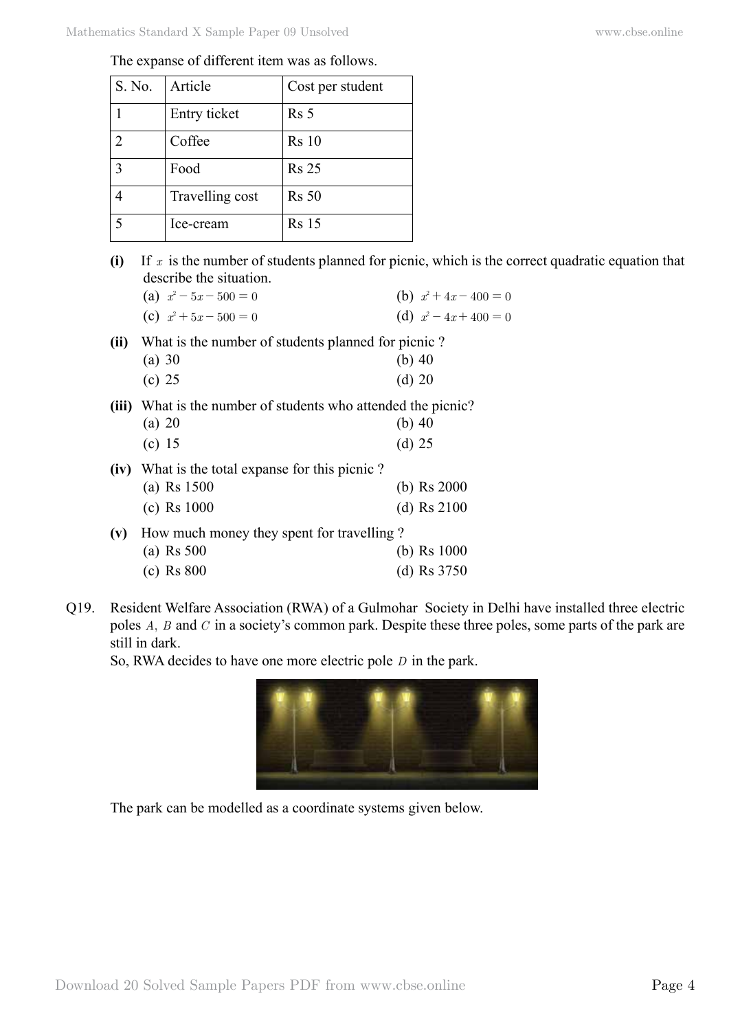The expanse of different item was as follows.

| S. No. | Article | Cost per student |
|---|---|---|
| 1 | Entry ticket | Rs 5 |
| 2 | Coffee | Rs 10 |
| 3 | Food | Rs 25 |
| 4 | Travelling cost | Rs 50 |
| 5 | Ice-cream | Rs 15 |

**(i)** If $x$ is the number of students planned for picnic, which is the correct quadratic equation that describe the situation.

(a) $x^2 - 5x - 500 = 0$ (b) $x^2 + 4x - 400 = 0$

(c) $x^2 + 5x - 500 = 0$ (d) $x^2 - 4x + 400 = 0$

**(ii)** What is the number of students planned for picnic ?

(a) 30 (b) 40

(c) 25 (d) 20

**(iii)** What is the number of students who attended the picnic?

(a) 20 (b) 40

(c) 15 (d) 25

**(iv)** What is the total expanse for this picnic ?

(a) Rs 1500 (b) Rs 2000

(c) Rs 1000 (d) Rs 2100

**(v)** How much money they spent for travelling ?

(a) Rs 500 (b) Rs 1000

(c) Rs 800 (d) Rs 3750

Q19. Resident Welfare Association (RWA) of a Gulmohar Society in Delhi have installed three electric poles $A$, $B$ and $C$ in a society's common park. Despite these three poles, some parts of the park are still in dark.

So, RWA decides to have one more electric pole $D$ in the park.

The park can be modelled as a coordinate systems given below.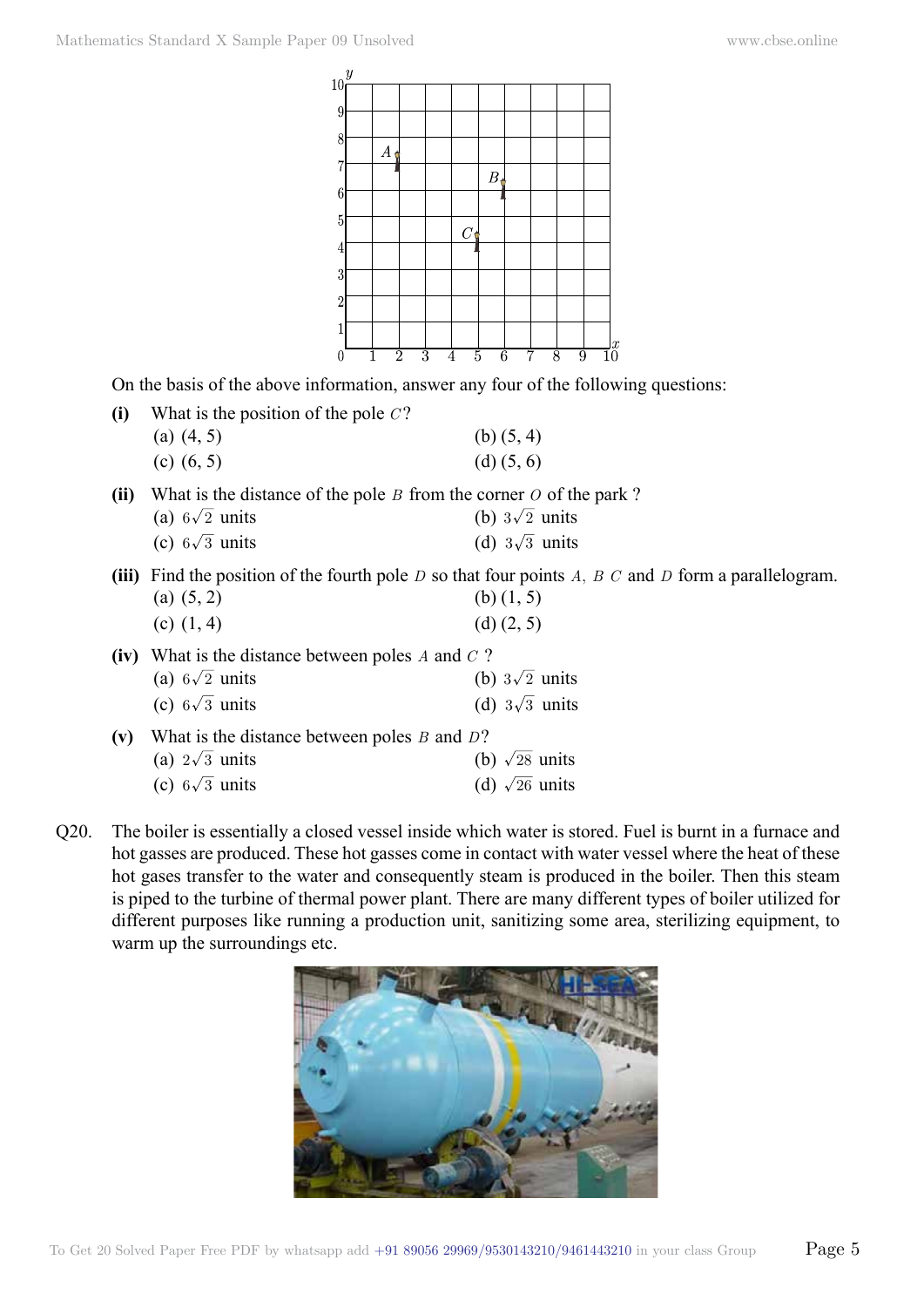On the basis of the above information, answer any four of the following questions:

**(i)** What is the position of the pole $C$?

(a) (4, 5) (b) (5, 4)

(c) (6, 5) (d) (5, 6)

**(ii)** What is the distance of the pole $B$ from the corner $O$ of the park ?

(a) $6\sqrt{2}$ units (b) $3\sqrt{2}$ units

(c) $6\sqrt{3}$ units (d) $3\sqrt{3}$ units

**(iii)** Find the position of the fourth pole $D$ so that four points $A$, $B$ $C$ and $D$ form a parallelogram.

(a) (5, 2) (b) (1, 5)

(c) (1, 4) (d) (2, 5)

**(iv)** What is the distance between poles $A$ and $C$ ?

(a) $6\sqrt{2}$ units (b) $3\sqrt{2}$ units

(c) $6\sqrt{3}$ units (d) $3\sqrt{3}$ units

**(v)** What is the distance between poles $B$ and $D$?

(a) $2\sqrt{3}$ units (b) $\sqrt{28}$ units

(c) $6\sqrt{3}$ units (d) $\sqrt{26}$ units

Q20. The boiler is essentially a closed vessel inside which water is stored. Fuel is burnt in a furnace and hot gasses are produced. These hot gasses come in contact with water vessel where the heat of these hot gases transfer to the water and consequently steam is produced in the boiler. Then this steam is piped to the turbine of thermal power plant. There are many different types of boiler utilized for different purposes like running a production unit, sanitizing some area, sterilizing equipment, to warm up the surroundings etc.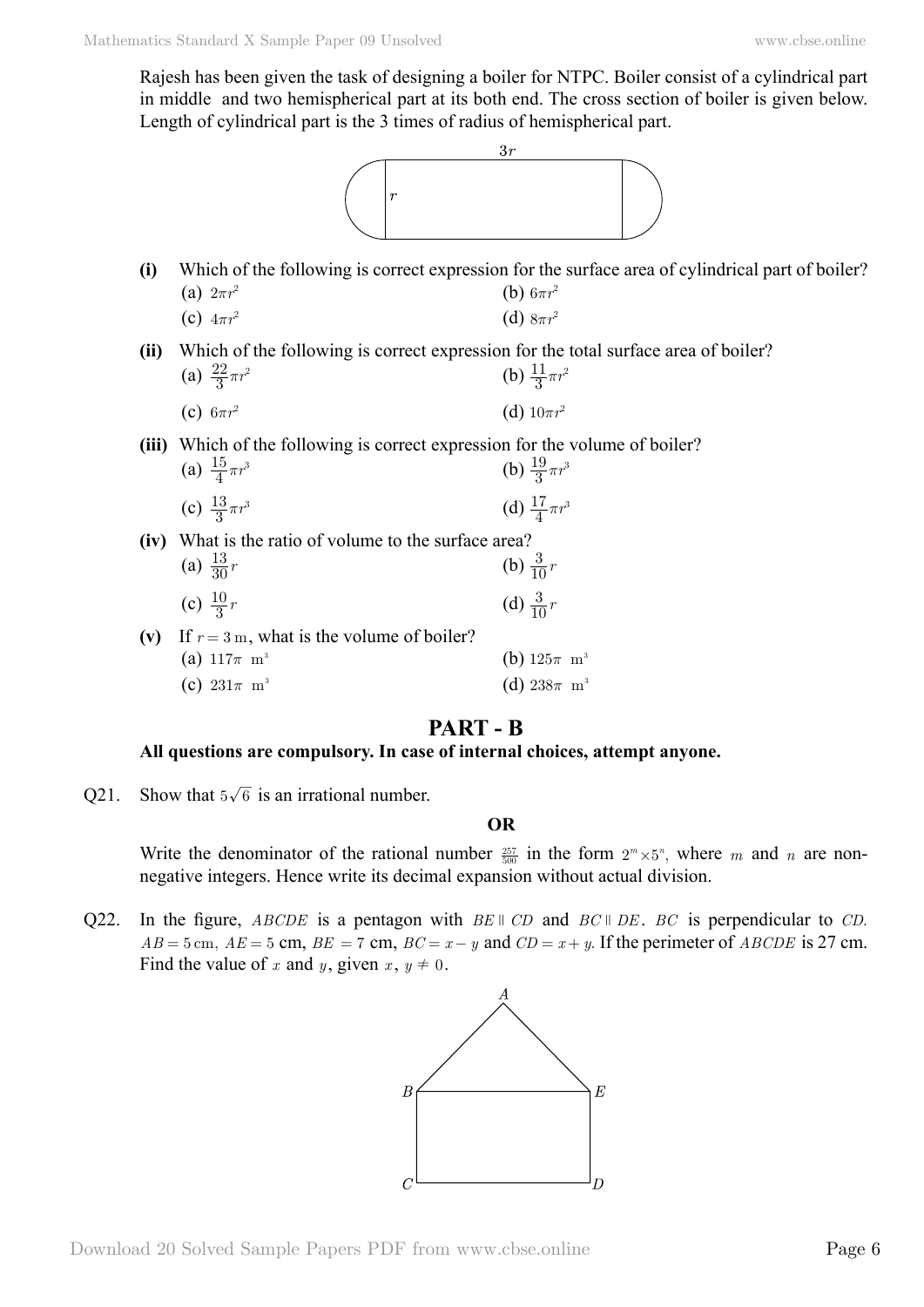Rajesh has been given the task of designing a boiler for NTPC. Boiler consist of a cylindrical part in middle and two hemispherical part at its both end. The cross section of boiler is given below. Length of cylindrical part is the 3 times of radius of hemispherical part.

**(i)** Which of the following is correct expression for the surface area of cylindrical part of boiler?

(a) $2\pi r^2$ (b) $6\pi r^2$

(c) $4\pi r^2$ (d) $8\pi r^2$

**(ii)** Which of the following is correct expression for the total surface area of boiler?

(a) $\frac{22}{3}\pi r^2$ (b) $\frac{11}{3}\pi r^2$

(c) $6\pi r^2$ (d) $10\pi r^2$

**(iii)** Which of the following is correct expression for the volume of boiler?

(a) $\frac{15}{4}\pi r^3$ (b) $\frac{19}{3}\pi r^3$

(c) $\frac{13}{3}\pi r^3$ (d) $\frac{17}{4}\pi r^3$

**(iv)** What is the ratio of volume to the surface area?

(a) $\frac{13}{30}r$ (b) $\frac{3}{10}r$

(c) $\frac{10}{3}r$ (d) $\frac{3}{10}r$

**(v)** If $r = 3$ m, what is the volume of boiler?

(a) $117\pi$ m$^3$ (b) $125\pi$ m$^3$

(c) $231\pi$ m$^3$ (d) $238\pi$ m$^3$

## PART - B

**All questions are compulsory. In case of internal choices, attempt anyone.**

Q21. Show that $5\sqrt{6}$ is an irrational number.

**OR**

Write the denominator of the rational number $\frac{257}{500}$ in the form $2^m \times 5^n$, where $m$ and $n$ are non-negative integers. Hence write its decimal expansion without actual division.

Q22. In the figure, $ABCDE$ is a pentagon with $BE \parallel CD$ and $BC \parallel DE$. $BC$ is perpendicular to $CD$. $AB = 5$ cm, $AE = 5$ cm, $BE = 7$ cm, $BC = x - y$ and $CD = x + y$. If the perimeter of $ABCDE$ is 27 cm. Find the value of $x$ and $y$, given $x, y \neq 0$.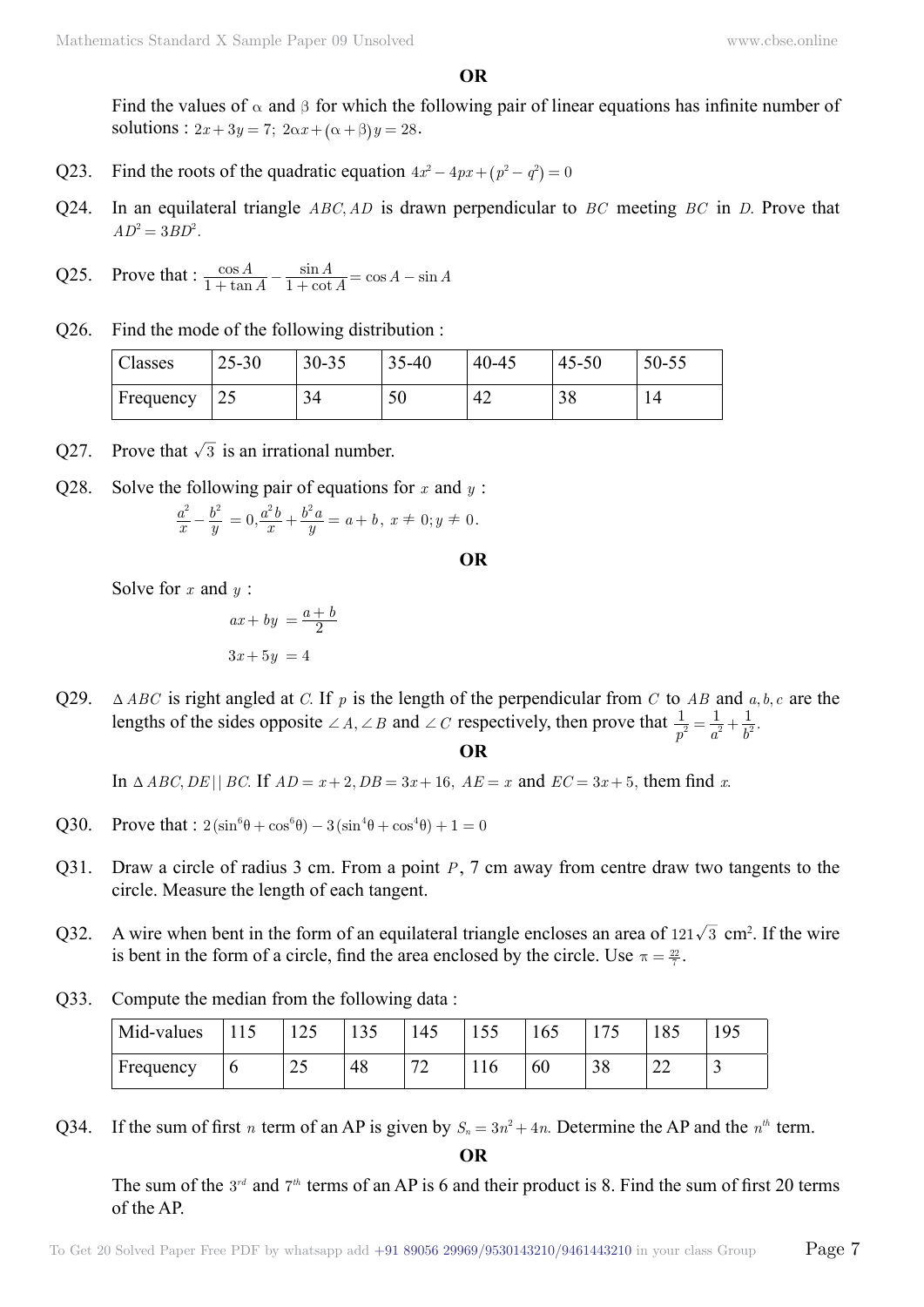**OR**

Find the values of $\alpha$ and $\beta$ for which the following pair of linear equations has infinite number of solutions : $2x+3y=7;\ 2\alpha x+(\alpha+\beta)y=28$.

Q23. Find the roots of the quadratic equation $4x^2-4px+(p^2-q^2)=0$

Q24. In an equilateral triangle $ABC, AD$ is drawn perpendicular to $BC$ meeting $BC$ in $D$. Prove that $AD^2=3BD^2$.

Q25. Prove that : $\frac{\cos A}{1+\tan A}-\frac{\sin A}{1+\cot A}=\cos A-\sin A$

Q26. Find the mode of the following distribution :

| Classes | 25-30 | 30-35 | 35-40 | 40-45 | 45-50 | 50-55 |
|---|---|---|---|---|---|---|
| Frequency | 25 | 34 | 50 | 42 | 38 | 14 |

Q27. Prove that $\sqrt{3}$ is an irrational number.

Q28. Solve the following pair of equations for $x$ and $y$ :

$$\frac{a^2}{x}-\frac{b^2}{y}=0, \frac{a^2b}{x}+\frac{b^2a}{y}=a+b,\ x\neq 0; y\neq 0.$$

**OR**

Solve for $x$ and $y$ :

$$ax+by=\frac{a+b}{2}$$

$$3x+5y=4$$

Q29. $\Delta ABC$ is right angled at $C$. If $p$ is the length of the perpendicular from $C$ to $AB$ and $a, b, c$ are the lengths of the sides opposite $\angle A, \angle B$ and $\angle C$ respectively, then prove that $\frac{1}{p^2}=\frac{1}{a^2}+\frac{1}{b^2}$.

**OR**

In $\Delta ABC, DE || BC$. If $AD=x+2, DB=3x+16,\ AE=x$ and $EC=3x+5$, them find $x$.

Q30. Prove that : $2(\sin^6\theta+\cos^6\theta)-3(\sin^4\theta+\cos^4\theta)+1=0$

Q31. Draw a circle of radius 3 cm. From a point $P$, 7 cm away from centre draw two tangents to the circle. Measure the length of each tangent.

Q32. A wire when bent in the form of an equilateral triangle encloses an area of $121\sqrt{3}$ cm$^2$. If the wire is bent in the form of a circle, find the area enclosed by the circle. Use $\pi=\frac{22}{7}$.

Q33. Compute the median from the following data :

| Mid-values | 115 | 125 | 135 | 145 | 155 | 165 | 175 | 185 | 195 |
|---|---|---|---|---|---|---|---|---|---|
| Frequency | 6 | 25 | 48 | 72 | 116 | 60 | 38 | 22 | 3 |

Q34. If the sum of first $n$ term of an AP is given by $S_n=3n^2+4n$. Determine the AP and the $n^{th}$ term.

**OR**

The sum of the $3^{rd}$ and $7^{th}$ terms of an AP is 6 and their product is 8. Find the sum of first 20 terms of the AP.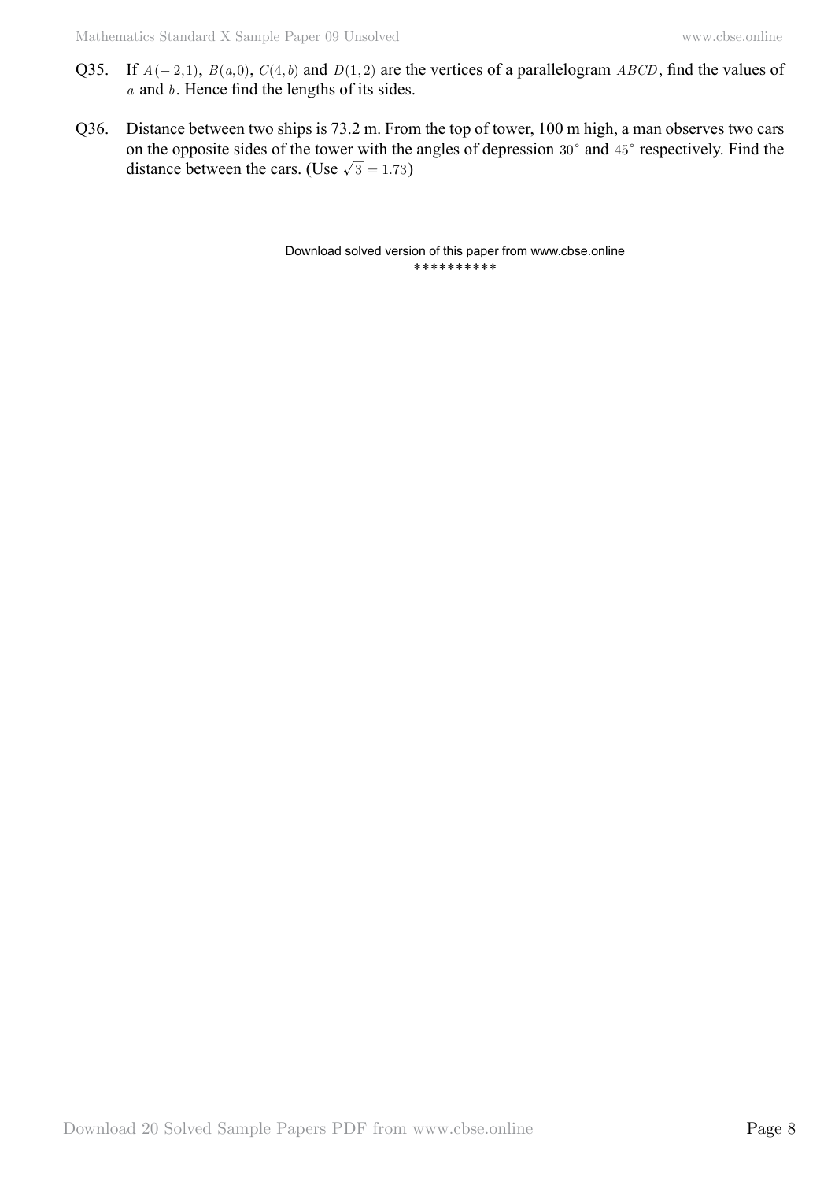Q35. If $A(-2,1)$, $B(a,0)$, $C(4,b)$ and $D(1,2)$ are the vertices of a parallelogram $ABCD$, find the values of $a$ and $b$. Hence find the lengths of its sides.

Q36. Distance between two ships is 73.2 m. From the top of tower, 100 m high, a man observes two cars on the opposite sides of the tower with the angles of depression $30^\circ$ and $45^\circ$ respectively. Find the distance between the cars. (Use $\sqrt{3} = 1.73$)

Download solved version of this paper from www.cbse.online

*********